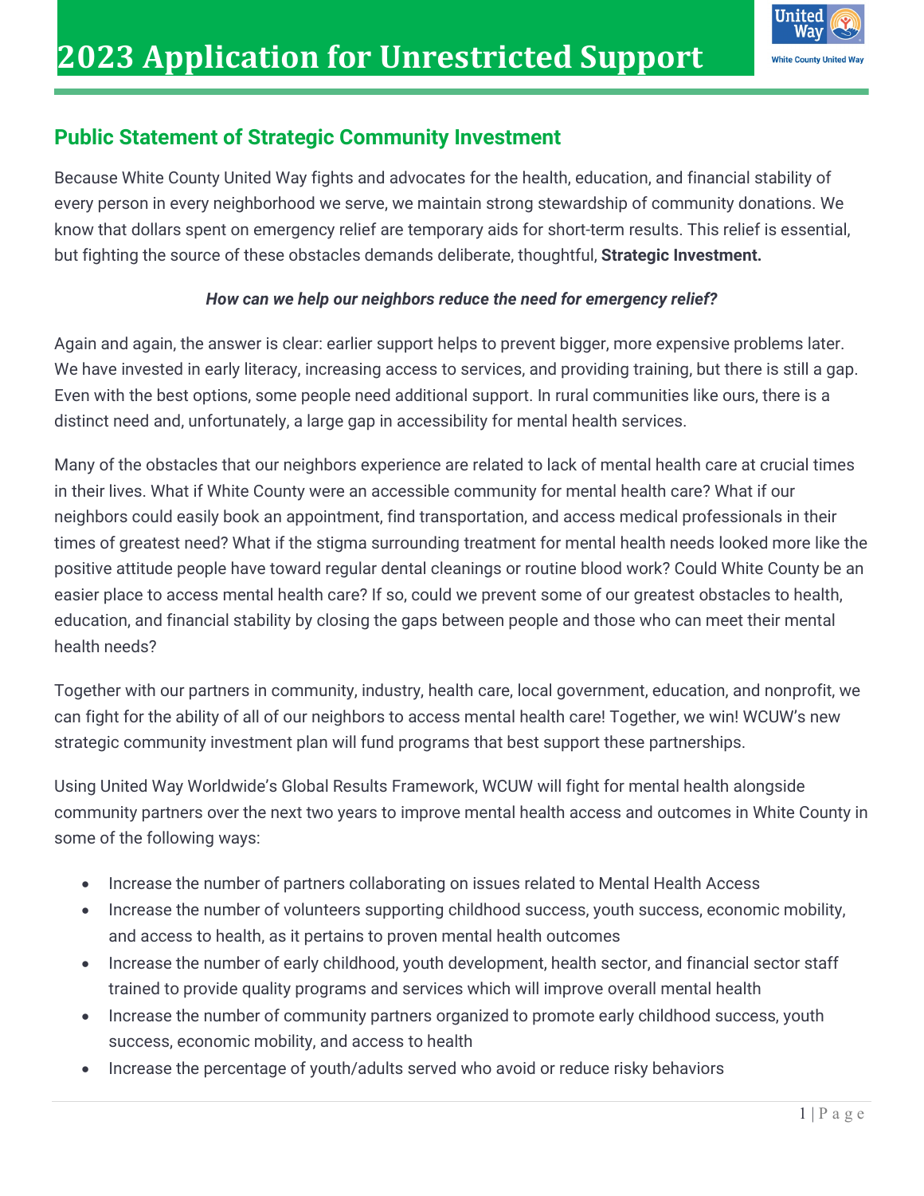# 2023 Application for Unrestricted Support

## Public Statement of Strategic Community Investment

Because White County United Way fights and advocates for the health, education, and financial stability of every person in every neighborhood we serve, we maintain strong stewardship of community donations. We know that dollars spent on emergency relief are temporary aids for short-term results. This relief is essential, but fighting the source of these obstacles demands deliberate, thoughtful, **Strategic Investment.**

***How can we help our neighbors reduce the need for emergency relief?***

Again and again, the answer is clear: earlier support helps to prevent bigger, more expensive problems later. We have invested in early literacy, increasing access to services, and providing training, but there is still a gap. Even with the best options, some people need additional support. In rural communities like ours, there is a distinct need and, unfortunately, a large gap in accessibility for mental health services.

Many of the obstacles that our neighbors experience are related to lack of mental health care at crucial times in their lives. What if White County were an accessible community for mental health care? What if our neighbors could easily book an appointment, find transportation, and access medical professionals in their times of greatest need? What if the stigma surrounding treatment for mental health needs looked more like the positive attitude people have toward regular dental cleanings or routine blood work? Could White County be an easier place to access mental health care? If so, could we prevent some of our greatest obstacles to health, education, and financial stability by closing the gaps between people and those who can meet their mental health needs?

Together with our partners in community, industry, health care, local government, education, and nonprofit, we can fight for the ability of all of our neighbors to access mental health care! Together, we win! WCUW's new strategic community investment plan will fund programs that best support these partnerships.

Using United Way Worldwide's Global Results Framework, WCUW will fight for mental health alongside community partners over the next two years to improve mental health access and outcomes in White County in some of the following ways:

- Increase the number of partners collaborating on issues related to Mental Health Access
- Increase the number of volunteers supporting childhood success, youth success, economic mobility, and access to health, as it pertains to proven mental health outcomes
- Increase the number of early childhood, youth development, health sector, and financial sector staff trained to provide quality programs and services which will improve overall mental health
- Increase the number of community partners organized to promote early childhood success, youth success, economic mobility, and access to health
- Increase the percentage of youth/adults served who avoid or reduce risky behaviors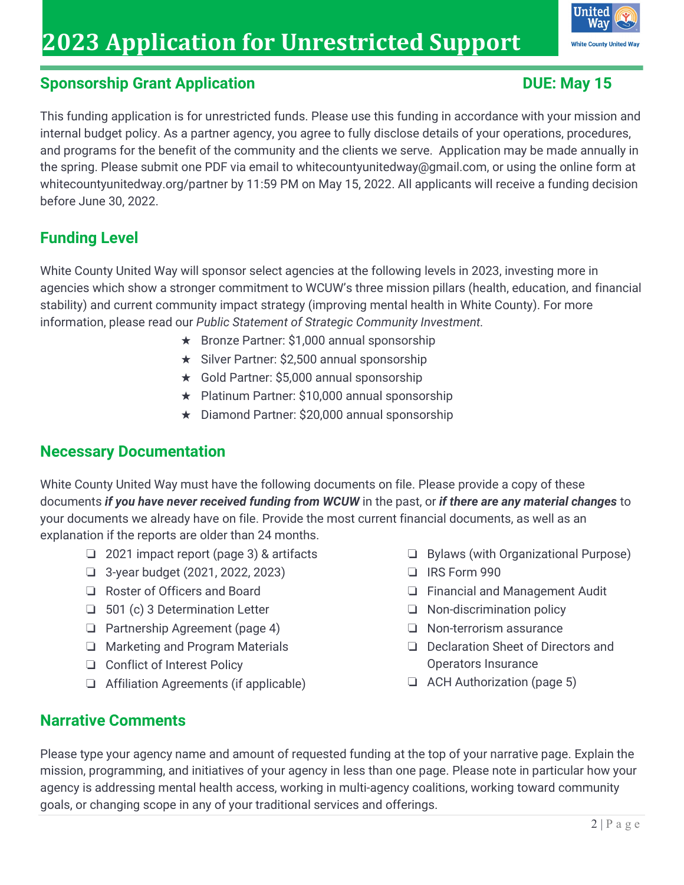# 2023 Application for Unrestricted Support

White County United Way

## Sponsorship Grant Application

**DUE: May 15**

This funding application is for unrestricted funds. Please use this funding in accordance with your mission and internal budget policy. As a partner agency, you agree to fully disclose details of your operations, procedures, and programs for the benefit of the community and the clients we serve. Application may be made annually in the spring. Please submit one PDF via email to whitecountyunitedway@gmail.com, or using the online form at whitecountyunitedway.org/partner by 11:59 PM on May 15, 2022. All applicants will receive a funding decision before June 30, 2022.

## Funding Level

White County United Way will sponsor select agencies at the following levels in 2023, investing more in agencies which show a stronger commitment to WCUW's three mission pillars (health, education, and financial stability) and current community impact strategy (improving mental health in White County). For more information, please read our *Public Statement of Strategic Community Investment.*

- ★ Bronze Partner: $1,000 annual sponsorship
- ★ Silver Partner: $2,500 annual sponsorship
- ★ Gold Partner: $5,000 annual sponsorship
- ★ Platinum Partner: $10,000 annual sponsorship
- ★ Diamond Partner: $20,000 annual sponsorship

## Necessary Documentation

White County United Way must have the following documents on file. Please provide a copy of these documents ***if you have never received funding from WCUW*** in the past, or ***if there are any material changes*** to your documents we already have on file. Provide the most current financial documents, as well as an explanation if the reports are older than 24 months.

- ❏ 2021 impact report (page 3) & artifacts
- ❏ 3-year budget (2021, 2022, 2023)
- ❏ Roster of Officers and Board
- ❏ 501 (c) 3 Determination Letter
- ❏ Partnership Agreement (page 4)
- ❏ Marketing and Program Materials
- ❏ Conflict of Interest Policy
- ❏ Affiliation Agreements (if applicable)
- ❏ Bylaws (with Organizational Purpose)
- ❏ IRS Form 990
- ❏ Financial and Management Audit
- ❏ Non-discrimination policy
- ❏ Non-terrorism assurance
- ❏ Declaration Sheet of Directors and Operators Insurance
- ❏ ACH Authorization (page 5)

## Narrative Comments

Please type your agency name and amount of requested funding at the top of your narrative page. Explain the mission, programming, and initiatives of your agency in less than one page. Please note in particular how your agency is addressing mental health access, working in multi-agency coalitions, working toward community goals, or changing scope in any of your traditional services and offerings.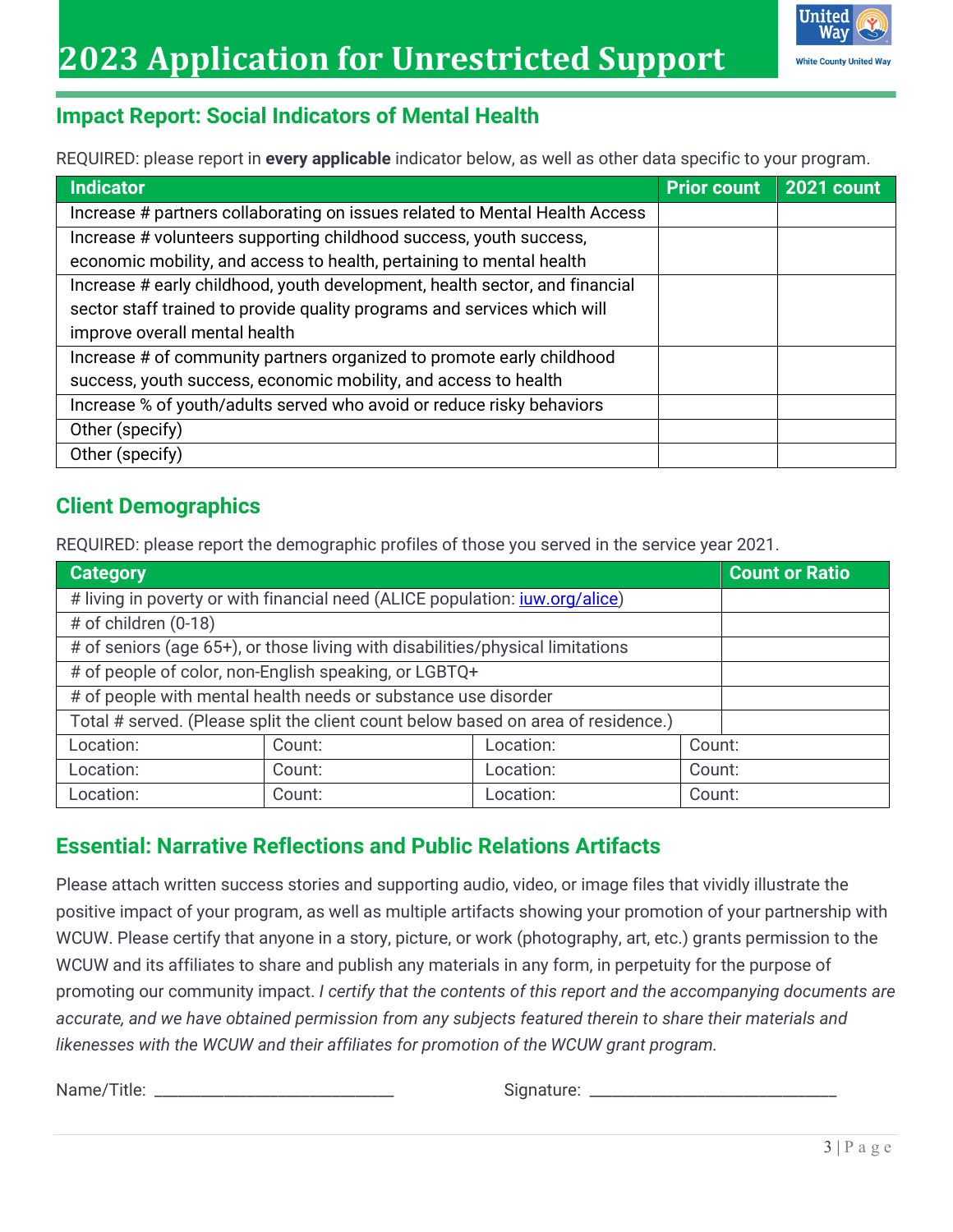# 2023 Application for Unrestricted Support

White County United Way

## Impact Report: Social Indicators of Mental Health

REQUIRED: please report in **every applicable** indicator below, as well as other data specific to your program.

| Indicator | Prior count | 2021 count |
|---|---|---|
| Increase # partners collaborating on issues related to Mental Health Access | | |
| Increase # volunteers supporting childhood success, youth success, economic mobility, and access to health, pertaining to mental health | | |
| Increase # early childhood, youth development, health sector, and financial sector staff trained to provide quality programs and services which will improve overall mental health | | |
| Increase # of community partners organized to promote early childhood success, youth success, economic mobility, and access to health | | |
| Increase % of youth/adults served who avoid or reduce risky behaviors | | |
| Other (specify) | | |
| Other (specify) | | |

## Client Demographics

REQUIRED: please report the demographic profiles of those you served in the service year 2021.

| Category | | | Count or Ratio |
|---|---|---|---|
| # living in poverty or with financial need (ALICE population: iuw.org/alice) | | | |
| # of children (0-18) | | | |
| # of seniors (age 65+), or those living with disabilities/physical limitations | | | |
| # of people of color, non-English speaking, or LGBTQ+ | | | |
| # of people with mental health needs or substance use disorder | | | |
| Total # served. (Please split the client count below based on area of residence.) | | | |
| Location: | Count: | Location: | Count: |
| Location: | Count: | Location: | Count: |
| Location: | Count: | Location: | Count: |

## Essential: Narrative Reflections and Public Relations Artifacts

Please attach written success stories and supporting audio, video, or image files that vividly illustrate the positive impact of your program, as well as multiple artifacts showing your promotion of your partnership with WCUW. Please certify that anyone in a story, picture, or work (photography, art, etc.) grants permission to the WCUW and its affiliates to share and publish any materials in any form, in perpetuity for the purpose of promoting our community impact. *I certify that the contents of this report and the accompanying documents are accurate, and we have obtained permission from any subjects featured therein to share their materials and likenesses with the WCUW and their affiliates for promotion of the WCUW grant program.*

Name/Title: ____________________________ Signature: ____________________________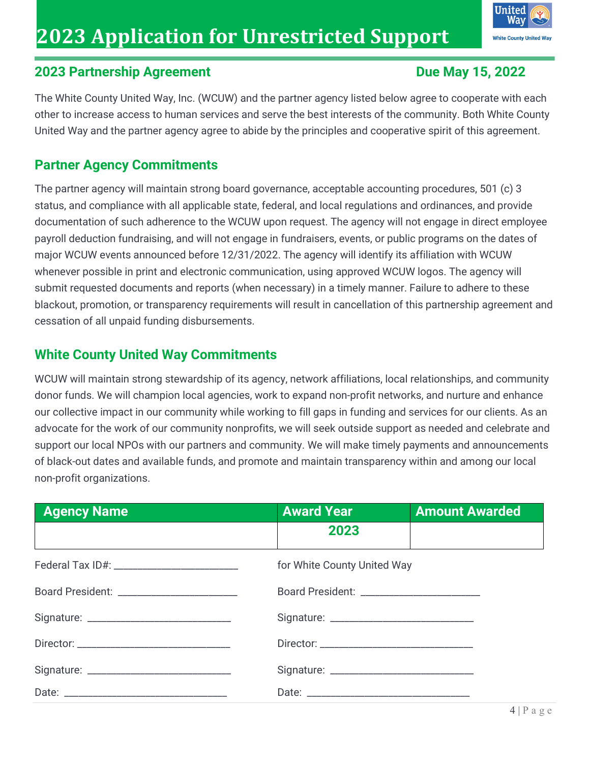# 2023 Application for Unrestricted Support

White County United Way

## 2023 Partnership Agreement

**Due May 15, 2022**

The White County United Way, Inc. (WCUW) and the partner agency listed below agree to cooperate with each other to increase access to human services and serve the best interests of the community. Both White County United Way and the partner agency agree to abide by the principles and cooperative spirit of this agreement.

## Partner Agency Commitments

The partner agency will maintain strong board governance, acceptable accounting procedures, 501 (c) 3 status, and compliance with all applicable state, federal, and local regulations and ordinances, and provide documentation of such adherence to the WCUW upon request. The agency will not engage in direct employee payroll deduction fundraising, and will not engage in fundraisers, events, or public programs on the dates of major WCUW events announced before 12/31/2022. The agency will identify its affiliation with WCUW whenever possible in print and electronic communication, using approved WCUW logos. The agency will submit requested documents and reports (when necessary) in a timely manner. Failure to adhere to these blackout, promotion, or transparency requirements will result in cancellation of this partnership agreement and cessation of all unpaid funding disbursements.

## White County United Way Commitments

WCUW will maintain strong stewardship of its agency, network affiliations, local relationships, and community donor funds. We will champion local agencies, work to expand non-profit networks, and nurture and enhance our collective impact in our community while working to fill gaps in funding and services for our clients. As an advocate for the work of our community nonprofits, we will seek outside support as needed and celebrate and support our local NPOs with our partners and community. We will make timely payments and announcements of black-out dates and available funds, and promote and maintain transparency within and among our local non-profit organizations.

| Agency Name | Award Year | Amount Awarded |
|---|---|---|
| | 2023 | |

Federal Tax ID#: ______________________

Board President: ______________________

Signature: ______________________

Director: ______________________

Signature: ______________________

Date: ______________________

for White County United Way

Board President: ______________________

Signature: ______________________

Director: ______________________

Signature: ______________________

Date: ______________________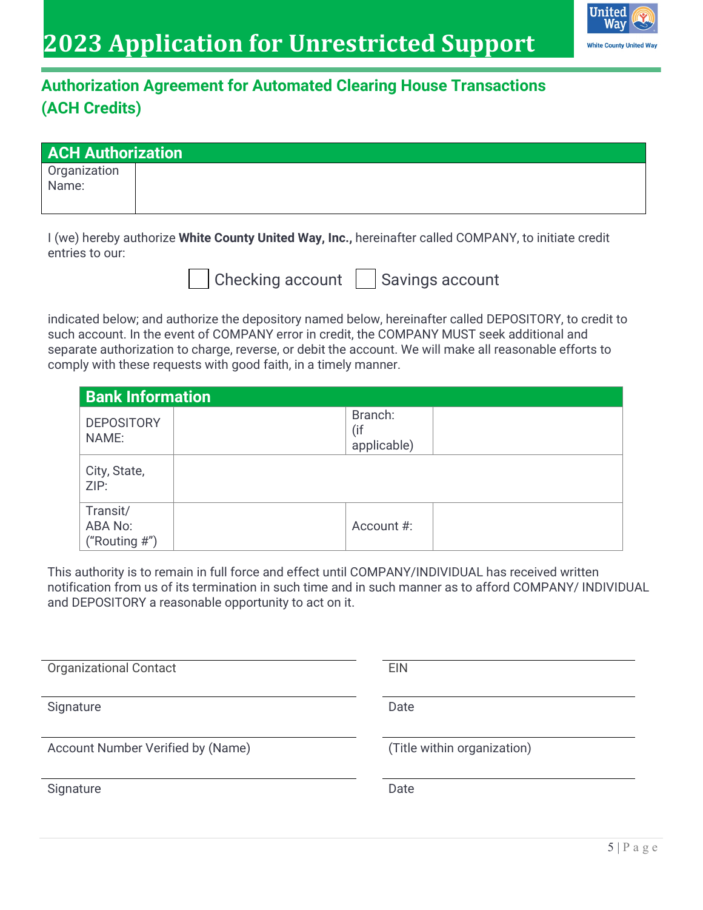# 2023 Application for Unrestricted Support

## Authorization Agreement for Automated Clearing House Transactions (ACH Credits)

| ACH Authorization | |
|---|---|
| Organization Name: | |

I (we) hereby authorize **White County United Way, Inc.,** hereinafter called COMPANY, to initiate credit entries to our:

☐ Checking account ☐ Savings account

indicated below; and authorize the depository named below, hereinafter called DEPOSITORY, to credit to such account. In the event of COMPANY error in credit, the COMPANY MUST seek additional and separate authorization to charge, reverse, or debit the account. We will make all reasonable efforts to comply with these requests with good faith, in a timely manner.

| Bank Information | | | |
|---|---|---|---|
| DEPOSITORY NAME: | | Branch: (if applicable) | |
| City, State, ZIP: | | | |
| Transit/ ABA No: ("Routing #") | | Account #: | |

This authority is to remain in full force and effect until COMPANY/INDIVIDUAL has received written notification from us of its termination in such time and in such manner as to afford COMPANY/ INDIVIDUAL and DEPOSITORY a reasonable opportunity to act on it.

| | |
|---|---|
| Organizational Contact | EIN |
| Signature | Date |
| Account Number Verified by (Name) | (Title within organization) |
| Signature | Date |